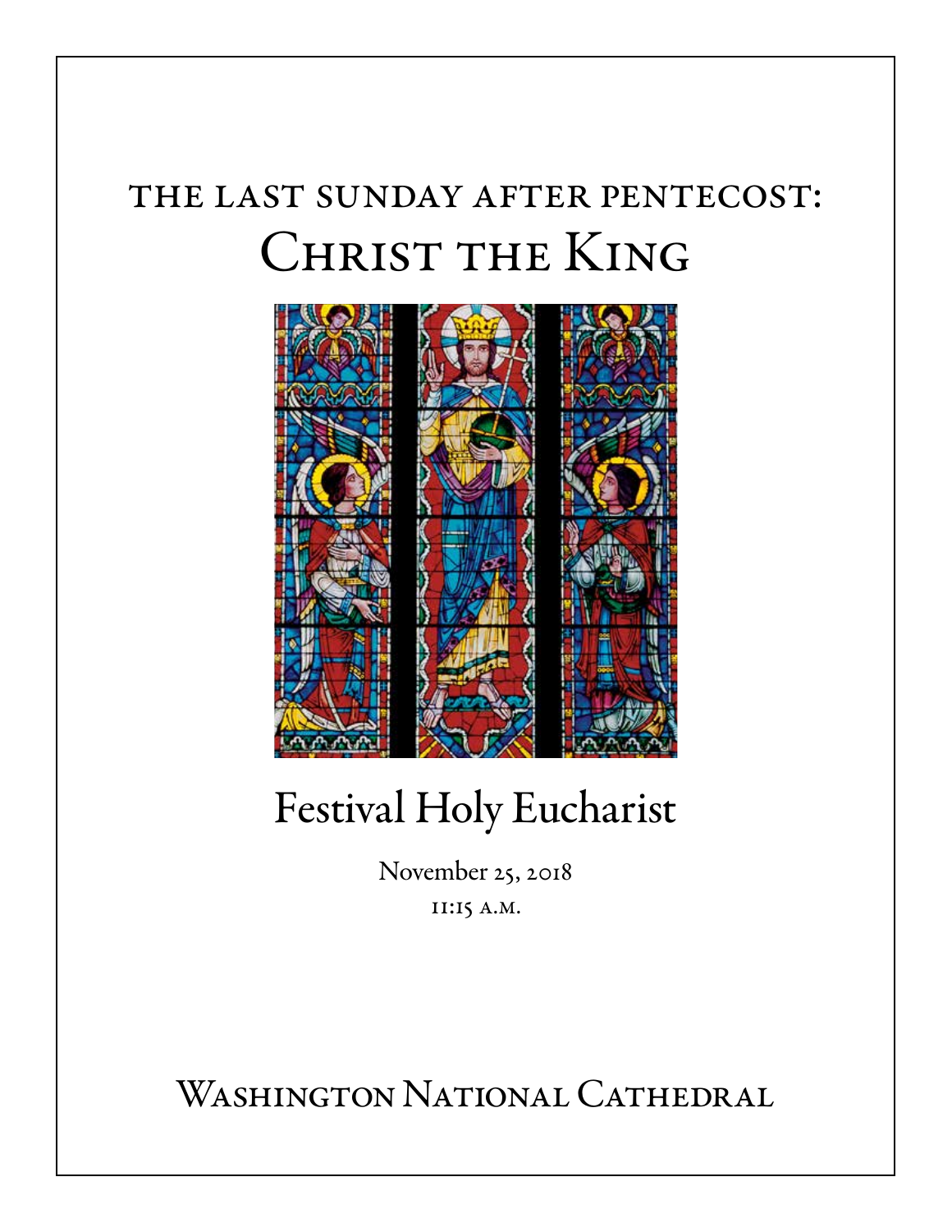# THE LAST SUNDAY AFTER PENTECOST:
# Christ the King

## Festival Holy Eucharist

November 25, 2018

11:15 A.M.

Washington National Cathedral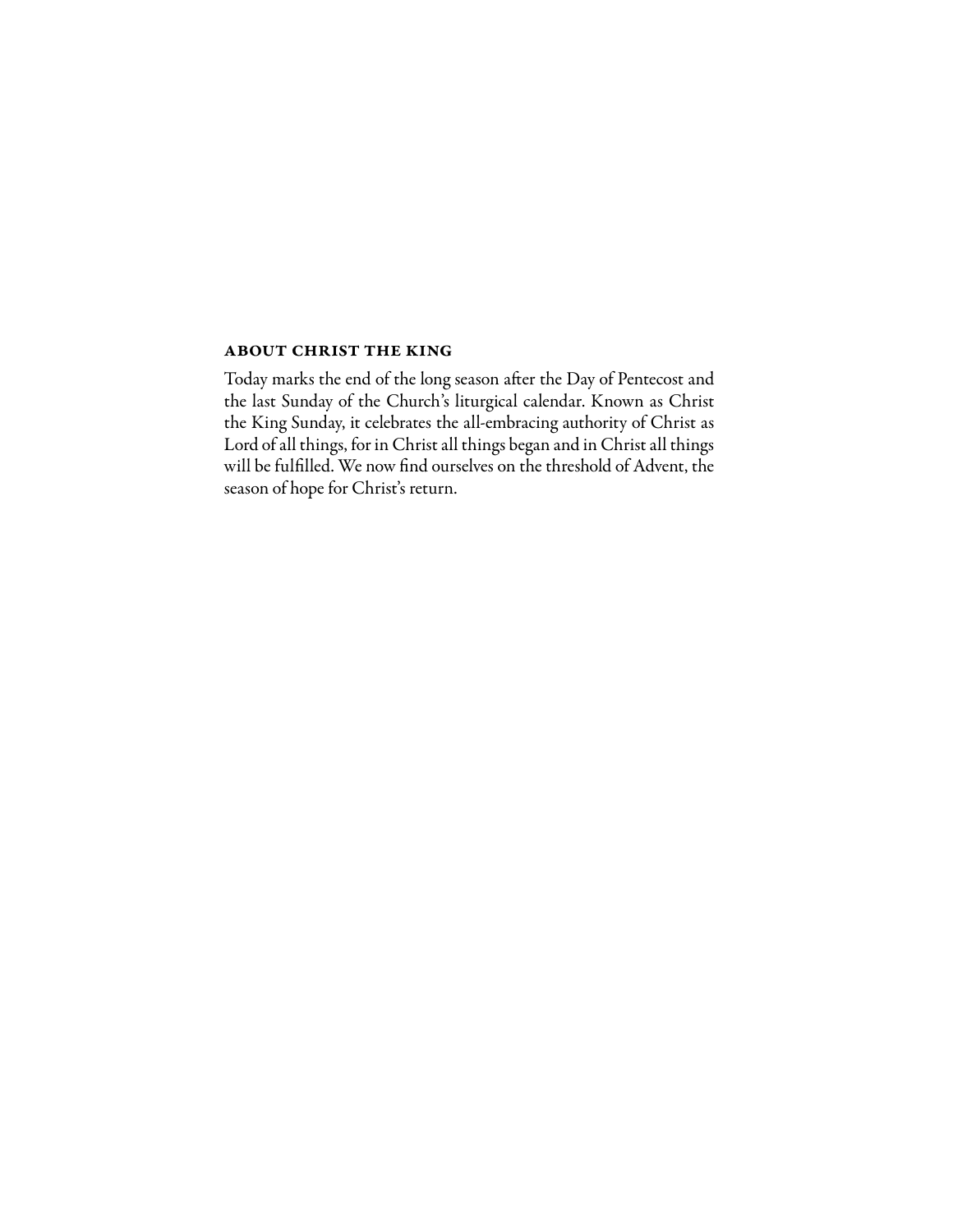## ABOUT CHRIST THE KING

Today marks the end of the long season after the Day of Pentecost and the last Sunday of the Church's liturgical calendar. Known as Christ the King Sunday, it celebrates the all-embracing authority of Christ as Lord of all things, for in Christ all things began and in Christ all things will be fulfilled. We now find ourselves on the threshold of Advent, the season of hope for Christ's return.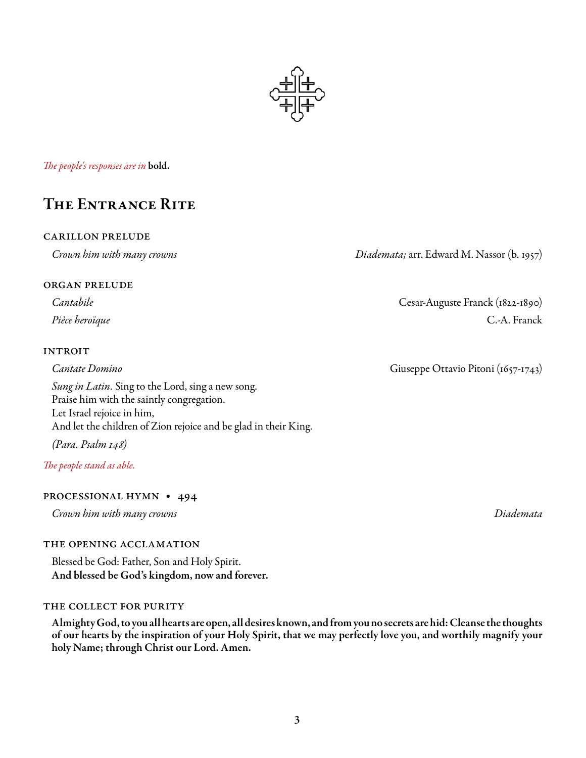*The people's responses are in* **bold.**

# The Entrance Rite

### CARILLON PRELUDE

*Crown him with many crowns* — *Diademata;* arr. Edward M. Nassor (b. 1957)

### ORGAN PRELUDE

*Cantabile* — Cesar-Auguste Franck (1822-1890)

*Pièce heroïque* — C.-A. Franck

### INTROIT

*Cantate Domino* — Giuseppe Ottavio Pitoni (1657-1743)

*Sung in Latin.* Sing to the Lord, sing a new song.
Praise him with the saintly congregation.
Let Israel rejoice in him,
And let the children of Zion rejoice and be glad in their King.

*(Para. Psalm 148)*

*The people stand as able.*

### PROCESSIONAL HYMN • 494

*Crown him with many crowns* — *Diademata*

### THE OPENING ACCLAMATION

Blessed be God: Father, Son and Holy Spirit.
**And blessed be God's kingdom, now and forever.**

### THE COLLECT FOR PURITY

**Almighty God, to you all hearts are open, all desires known, and from you no secrets are hid: Cleanse the thoughts of our hearts by the inspiration of your Holy Spirit, that we may perfectly love you, and worthily magnify your holy Name; through Christ our Lord. Amen.**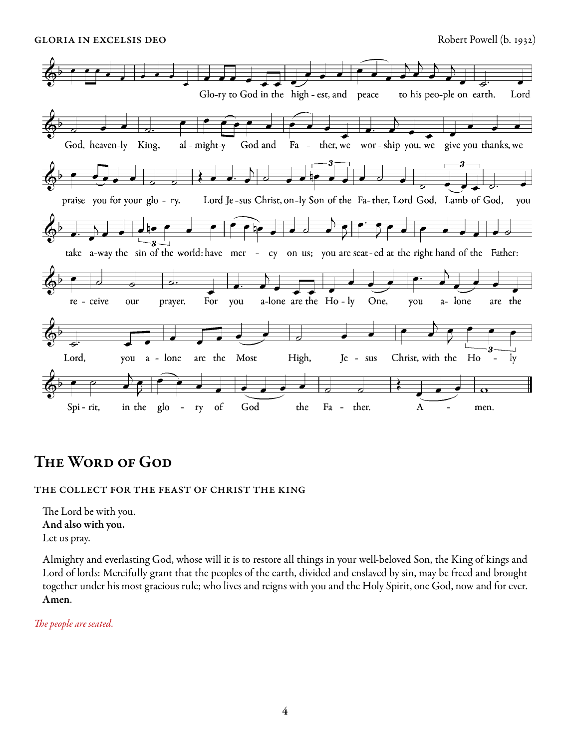GLORIA IN EXCELSIS DEO

Robert Powell (b. 1932)

Glo-ry to God in the high - est, and peace to his peo-ple on earth. Lord God, heaven-ly King, al - might-y God and Fa - ther, we wor - ship you, we give you thanks, we praise you for your glo - ry. Lord Je - sus Christ, on-ly Son of the Fa- ther, Lord God, Lamb of God, you take a-way the sin of the world: have mer - cy on us; you are seat - ed at the right hand of the Father: re - ceive our prayer. For you a-lone are the Ho - ly One, you a- lone are the Lord, you a - lone are the Most High, Je - sus Christ, with the Ho - ly Spi - rit, in the glo - ry of God the Fa - ther. A - men.

# The Word of God

## THE COLLECT FOR THE FEAST OF CHRIST THE KING

The Lord be with you.
**And also with you.**
Let us pray.

Almighty and everlasting God, whose will it is to restore all things in your well-beloved Son, the King of kings and Lord of lords: Mercifully grant that the peoples of the earth, divided and enslaved by sin, may be freed and brought together under his most gracious rule; who lives and reigns with you and the Holy Spirit, one God, now and for ever. **Amen**.

*The people are seated.*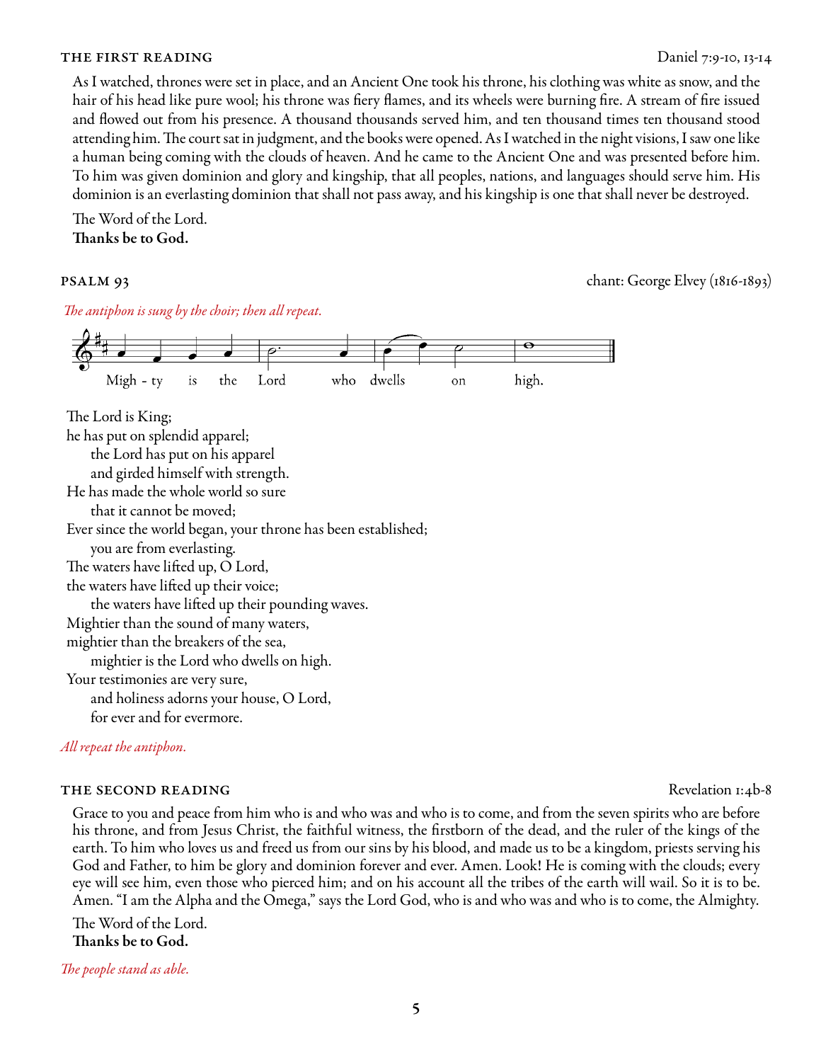### THE FIRST READING

Daniel 7:9-10, 13-14

As I watched, thrones were set in place, and an Ancient One took his throne, his clothing was white as snow, and the hair of his head like pure wool; his throne was fiery flames, and its wheels were burning fire. A stream of fire issued and flowed out from his presence. A thousand thousands served him, and ten thousand times ten thousand stood attending him. The court sat in judgment, and the books were opened. As I watched in the night visions, I saw one like a human being coming with the clouds of heaven. And he came to the Ancient One and was presented before him. To him was given dominion and glory and kingship, that all peoples, nations, and languages should serve him. His dominion is an everlasting dominion that shall not pass away, and his kingship is one that shall never be destroyed.

The Word of the Lord.
**Thanks be to God.**

### PSALM 93

chant: George Elvey (1816-1893)

*The antiphon is sung by the choir; then all repeat.*

Migh - ty is the Lord who dwells on high.

The Lord is King;
he has put on splendid apparel;
    the Lord has put on his apparel
    and girded himself with strength.
He has made the whole world so sure
    that it cannot be moved;
Ever since the world began, your throne has been established;
    you are from everlasting.
The waters have lifted up, O Lord,
the waters have lifted up their voice;
    the waters have lifted up their pounding waves.
Mightier than the sound of many waters,
mightier than the breakers of the sea,
    mightier is the Lord who dwells on high.
Your testimonies are very sure,
    and holiness adorns your house, O Lord,
    for ever and for evermore.

*All repeat the antiphon.*

### THE SECOND READING

Revelation 1:4b-8

Grace to you and peace from him who is and who was and who is to come, and from the seven spirits who are before his throne, and from Jesus Christ, the faithful witness, the firstborn of the dead, and the ruler of the kings of the earth. To him who loves us and freed us from our sins by his blood, and made us to be a kingdom, priests serving his God and Father, to him be glory and dominion forever and ever. Amen. Look! He is coming with the clouds; every eye will see him, even those who pierced him; and on his account all the tribes of the earth will wail. So it is to be. Amen. "I am the Alpha and the Omega," says the Lord God, who is and who was and who is to come, the Almighty.

The Word of the Lord.
**Thanks be to God.**

*The people stand as able.*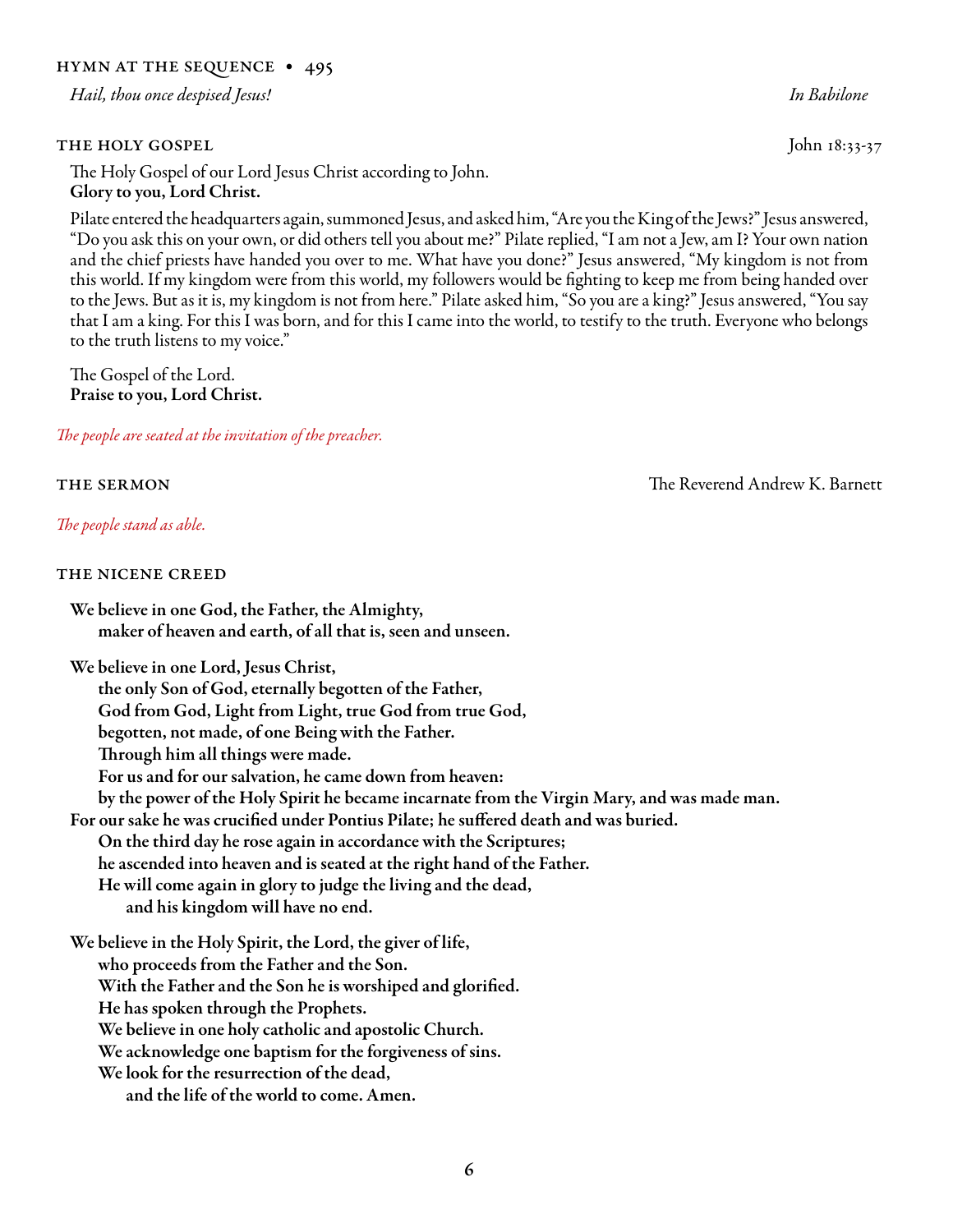## HYMN AT THE SEQUENCE • 495

*Hail, thou once despised Jesus!* *In Babilone*

## THE HOLY GOSPEL John 18:33-37

The Holy Gospel of our Lord Jesus Christ according to John.
**Glory to you, Lord Christ.**

Pilate entered the headquarters again, summoned Jesus, and asked him, "Are you the King of the Jews?" Jesus answered, "Do you ask this on your own, or did others tell you about me?" Pilate replied, "I am not a Jew, am I? Your own nation and the chief priests have handed you over to me. What have you done?" Jesus answered, "My kingdom is not from this world. If my kingdom were from this world, my followers would be fighting to keep me from being handed over to the Jews. But as it is, my kingdom is not from here." Pilate asked him, "So you are a king?" Jesus answered, "You say that I am a king. For this I was born, and for this I came into the world, to testify to the truth. Everyone who belongs to the truth listens to my voice."

The Gospel of the Lord.
**Praise to you, Lord Christ.**

*The people are seated at the invitation of the preacher.*

## THE SERMON The Reverend Andrew K. Barnett

*The people stand as able.*

## THE NICENE CREED

**We believe in one God, the Father, the Almighty,**
**maker of heaven and earth, of all that is, seen and unseen.**

**We believe in one Lord, Jesus Christ,**
**the only Son of God, eternally begotten of the Father,**
**God from God, Light from Light, true God from true God,**
**begotten, not made, of one Being with the Father.**
**Through him all things were made.**
**For us and for our salvation, he came down from heaven:**
**by the power of the Holy Spirit he became incarnate from the Virgin Mary, and was made man.**
**For our sake he was crucified under Pontius Pilate; he suffered death and was buried.**
**On the third day he rose again in accordance with the Scriptures;**
**he ascended into heaven and is seated at the right hand of the Father.**
**He will come again in glory to judge the living and the dead,**
**and his kingdom will have no end.**

**We believe in the Holy Spirit, the Lord, the giver of life,**
**who proceeds from the Father and the Son.**
**With the Father and the Son he is worshiped and glorified.**
**He has spoken through the Prophets.**
**We believe in one holy catholic and apostolic Church.**
**We acknowledge one baptism for the forgiveness of sins.**
**We look for the resurrection of the dead,**
**and the life of the world to come. Amen.**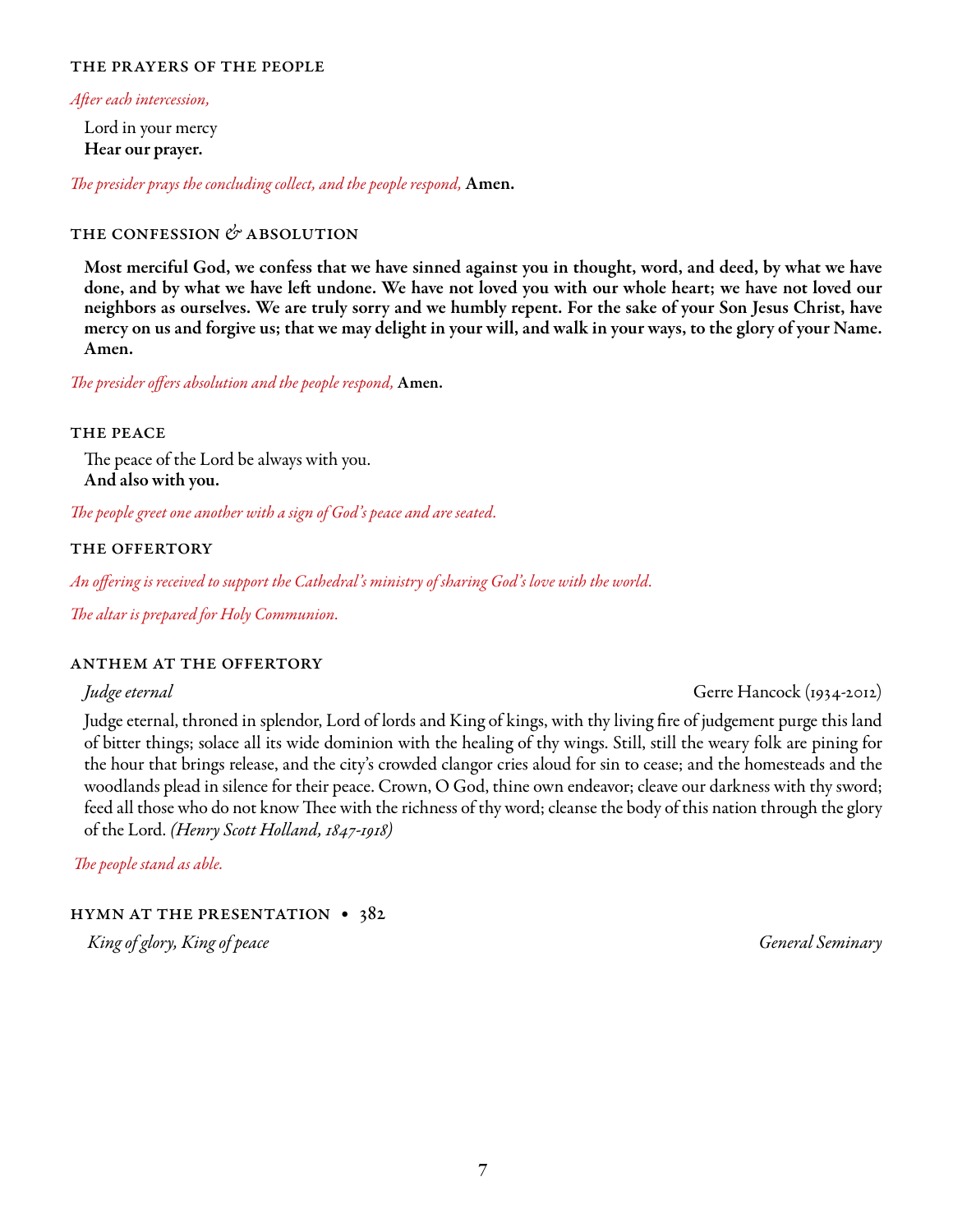### THE PRAYERS OF THE PEOPLE

*After each intercession,*

Lord in your mercy
**Hear our prayer.**

*The presider prays the concluding collect, and the people respond,* **Amen.**

### THE CONFESSION & ABSOLUTION

**Most merciful God, we confess that we have sinned against you in thought, word, and deed, by what we have done, and by what we have left undone. We have not loved you with our whole heart; we have not loved our neighbors as ourselves. We are truly sorry and we humbly repent. For the sake of your Son Jesus Christ, have mercy on us and forgive us; that we may delight in your will, and walk in your ways, to the glory of your Name. Amen.**

*The presider offers absolution and the people respond,* **Amen.**

### THE PEACE

The peace of the Lord be always with you.
**And also with you.**

*The people greet one another with a sign of God's peace and are seated.*

### THE OFFERTORY

*An offering is received to support the Cathedral's ministry of sharing God's love with the world.*

*The altar is prepared for Holy Communion.*

### ANTHEM AT THE OFFERTORY

*Judge eternal* — Gerre Hancock (1934-2012)

Judge eternal, throned in splendor, Lord of lords and King of kings, with thy living fire of judgement purge this land of bitter things; solace all its wide dominion with the healing of thy wings. Still, still the weary folk are pining for the hour that brings release, and the city's crowded clangor cries aloud for sin to cease; and the homesteads and the woodlands plead in silence for their peace. Crown, O God, thine own endeavor; cleave our darkness with thy sword; feed all those who do not know Thee with the richness of thy word; cleanse the body of this nation through the glory of the Lord. *(Henry Scott Holland, 1847-1918)*

*The people stand as able.*

### HYMN AT THE PRESENTATION • 382

*King of glory, King of peace* — *General Seminary*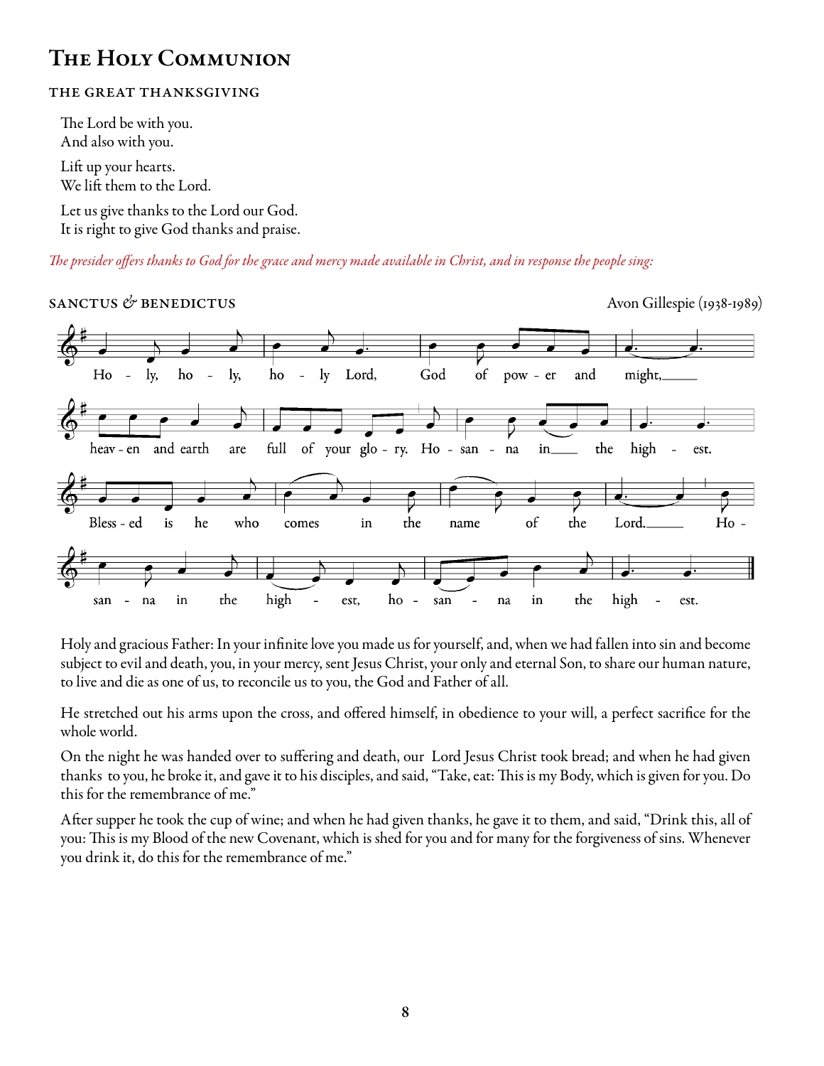# The Holy Communion

## THE GREAT THANKSGIVING

The Lord be with you.
And also with you.

Lift up your hearts.
We lift them to the Lord.

Let us give thanks to the Lord our God.
It is right to give God thanks and praise.

*The presider offers thanks to God for the grace and mercy made available in Christ, and in response the people sing:*

### SANCTUS & BENEDICTUS

Avon Gillespie (1938-1989)

Ho - ly, ho - ly, ho - ly Lord, God of pow - er and might,
heav - en and earth are full of your glo - ry. Ho - san - na in the high - est.
Bless - ed is he who comes in the name of the Lord. Ho -
san - na in the high - est, ho - san - na in the high - est.

Holy and gracious Father: In your infinite love you made us for yourself, and, when we had fallen into sin and become subject to evil and death, you, in your mercy, sent Jesus Christ, your only and eternal Son, to share our human nature, to live and die as one of us, to reconcile us to you, the God and Father of all.

He stretched out his arms upon the cross, and offered himself, in obedience to your will, a perfect sacrifice for the whole world.

On the night he was handed over to suffering and death, our Lord Jesus Christ took bread; and when he had given thanks to you, he broke it, and gave it to his disciples, and said, "Take, eat: This is my Body, which is given for you. Do this for the remembrance of me."

After supper he took the cup of wine; and when he had given thanks, he gave it to them, and said, "Drink this, all of you: This is my Blood of the new Covenant, which is shed for you and for many for the forgiveness of sins. Whenever you drink it, do this for the remembrance of me."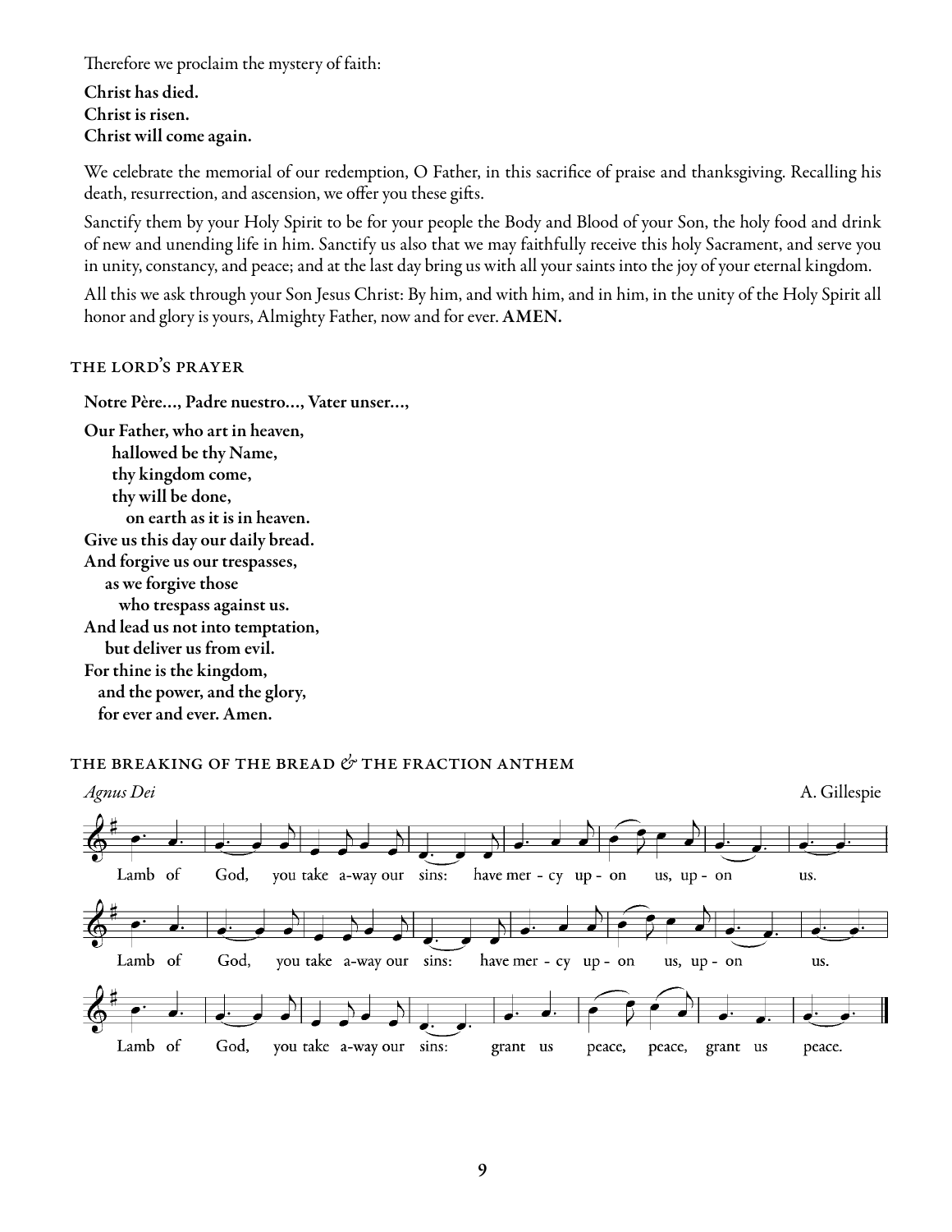Therefore we proclaim the mystery of faith:

**Christ has died.**
**Christ is risen.**
**Christ will come again.**

We celebrate the memorial of our redemption, O Father, in this sacrifice of praise and thanksgiving. Recalling his death, resurrection, and ascension, we offer you these gifts.

Sanctify them by your Holy Spirit to be for your people the Body and Blood of your Son, the holy food and drink of new and unending life in him. Sanctify us also that we may faithfully receive this holy Sacrament, and serve you in unity, constancy, and peace; and at the last day bring us with all your saints into the joy of your eternal kingdom.

All this we ask through your Son Jesus Christ: By him, and with him, and in him, in the unity of the Holy Spirit all honor and glory is yours, Almighty Father, now and for ever. **AMEN.**

## THE LORD'S PRAYER

**Notre Père…, Padre nuestro…, Vater unser…,**

**Our Father, who art in heaven,**
**hallowed be thy Name,**
**thy kingdom come,**
**thy will be done,**
**on earth as it is in heaven.**
**Give us this day our daily bread.**
**And forgive us our trespasses,**
**as we forgive those**
**who trespass against us.**
**And lead us not into temptation,**
**but deliver us from evil.**
**For thine is the kingdom,**
**and the power, and the glory,**
**for ever and ever. Amen.**

## THE BREAKING OF THE BREAD & THE FRACTION ANTHEM

*Agnus Dei* — A. Gillespie

Lamb of God, you take a-way our sins: have mer - cy up - on us, up - on us.

Lamb of God, you take a-way our sins: have mer - cy up - on us, up - on us.

Lamb of God, you take a-way our sins: grant us peace, peace, grant us peace.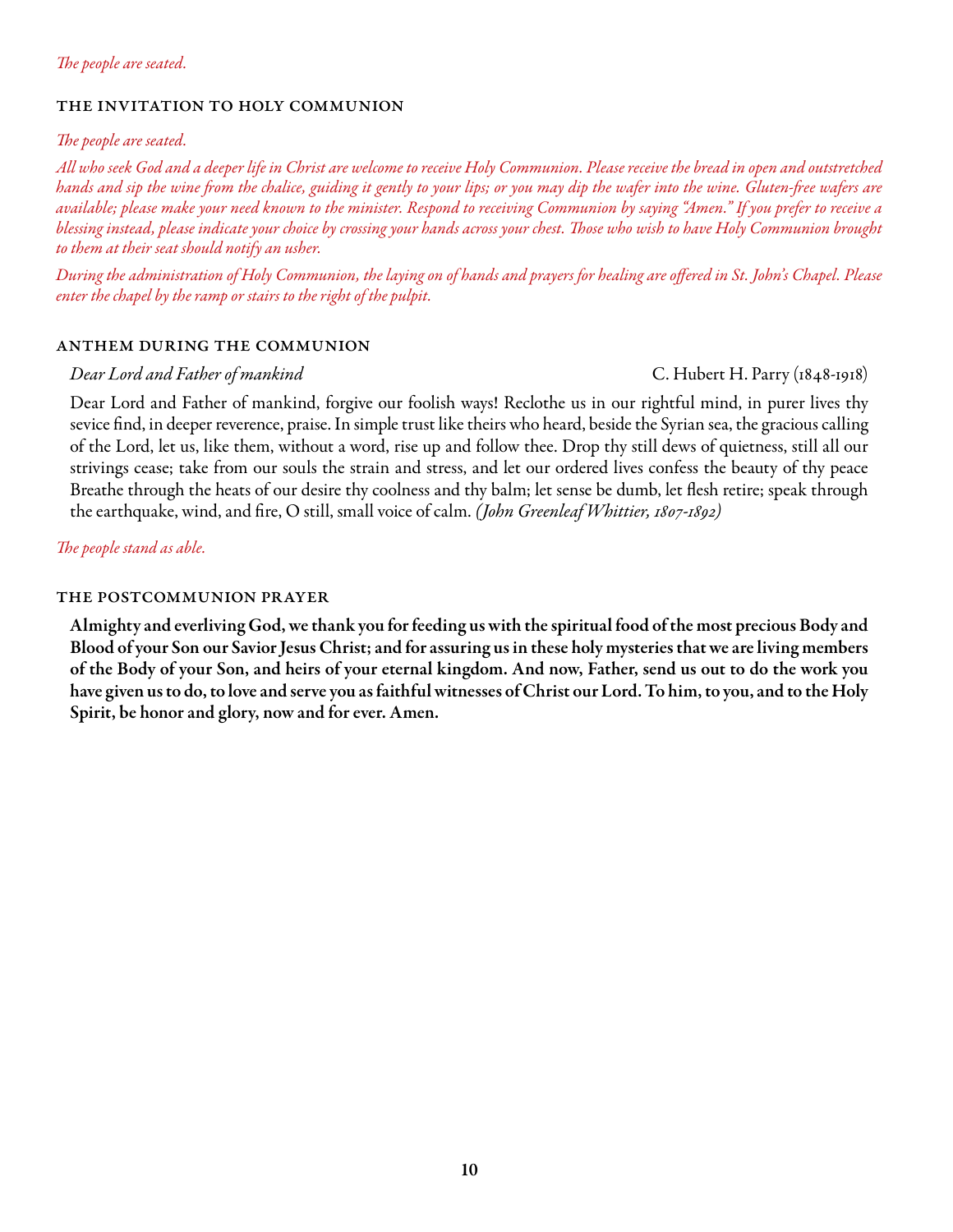*The people are seated.*

## THE INVITATION TO HOLY COMMUNION

*The people are seated.*

*All who seek God and a deeper life in Christ are welcome to receive Holy Communion. Please receive the bread in open and outstretched hands and sip the wine from the chalice, guiding it gently to your lips; or you may dip the wafer into the wine. Gluten-free wafers are available; please make your need known to the minister. Respond to receiving Communion by saying "Amen." If you prefer to receive a blessing instead, please indicate your choice by crossing your hands across your chest. Those who wish to have Holy Communion brought to them at their seat should notify an usher.*

*During the administration of Holy Communion, the laying on of hands and prayers for healing are offered in St. John's Chapel. Please enter the chapel by the ramp or stairs to the right of the pulpit.*

## ANTHEM DURING THE COMMUNION

*Dear Lord and Father of mankind* — C. Hubert H. Parry (1848-1918)

Dear Lord and Father of mankind, forgive our foolish ways! Reclothe us in our rightful mind, in purer lives thy sevice find, in deeper reverence, praise. In simple trust like theirs who heard, beside the Syrian sea, the gracious calling of the Lord, let us, like them, without a word, rise up and follow thee. Drop thy still dews of quietness, still all our strivings cease; take from our souls the strain and stress, and let our ordered lives confess the beauty of thy peace Breathe through the heats of our desire thy coolness and thy balm; let sense be dumb, let flesh retire; speak through the earthquake, wind, and fire, O still, small voice of calm. *(John Greenleaf Whittier, 1807-1892)*

*The people stand as able.*

## THE POSTCOMMUNION PRAYER

**Almighty and everliving God, we thank you for feeding us with the spiritual food of the most precious Body and Blood of your Son our Savior Jesus Christ; and for assuring us in these holy mysteries that we are living members of the Body of your Son, and heirs of your eternal kingdom. And now, Father, send us out to do the work you have given us to do, to love and serve you as faithful witnesses of Christ our Lord. To him, to you, and to the Holy Spirit, be honor and glory, now and for ever. Amen.**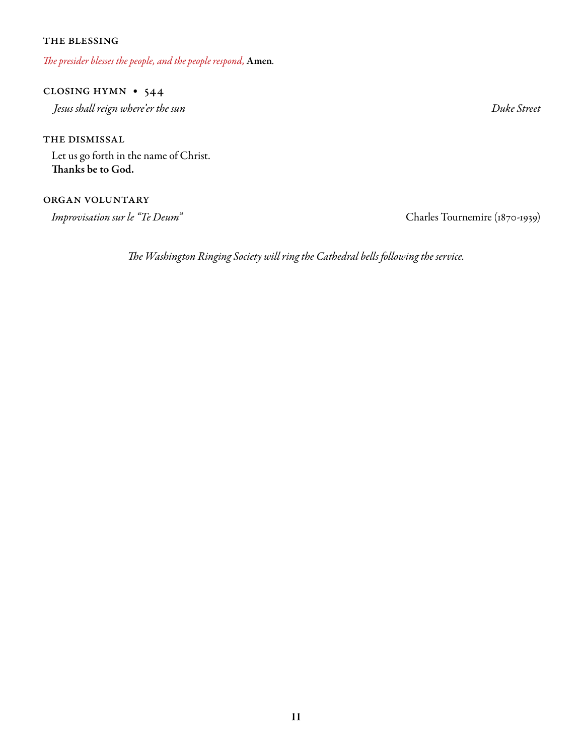### THE BLESSING

*The presider blesses the people, and the people respond,* **Amen.**

### CLOSING HYMN • 544

*Jesus shall reign where'er the sun* — *Duke Street*

### THE DISMISSAL

Let us go forth in the name of Christ.
**Thanks be to God.**

### ORGAN VOLUNTARY

*Improvisation sur le "Te Deum"* — Charles Tournemire (1870-1939)

*The Washington Ringing Society will ring the Cathedral bells following the service.*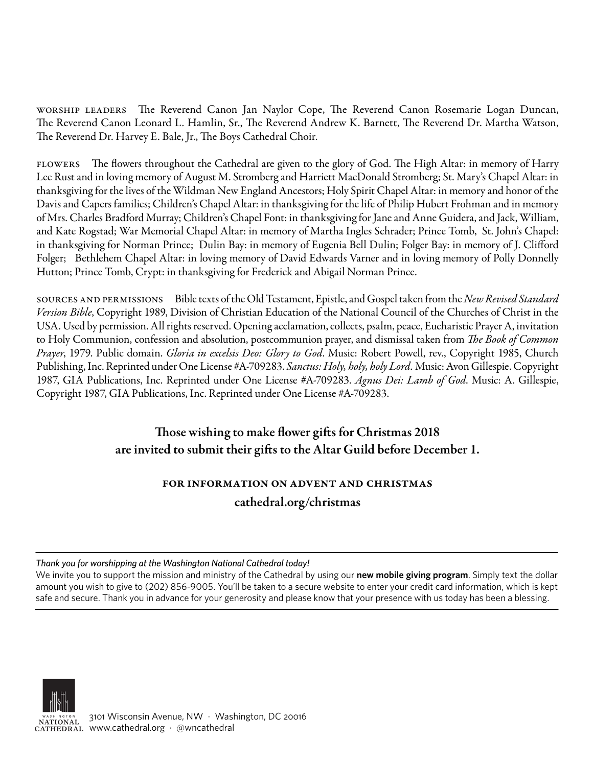WORSHIP LEADERS The Reverend Canon Jan Naylor Cope, The Reverend Canon Rosemarie Logan Duncan, The Reverend Canon Leonard L. Hamlin, Sr., The Reverend Andrew K. Barnett, The Reverend Dr. Martha Watson, The Reverend Dr. Harvey E. Bale, Jr., The Boys Cathedral Choir.

FLOWERS The flowers throughout the Cathedral are given to the glory of God. The High Altar: in memory of Harry Lee Rust and in loving memory of August M. Stromberg and Harriett MacDonald Stromberg; St. Mary's Chapel Altar: in thanksgiving for the lives of the Wildman New England Ancestors; Holy Spirit Chapel Altar: in memory and honor of the Davis and Capers families; Children's Chapel Altar: in thanksgiving for the life of Philip Hubert Frohman and in memory of Mrs. Charles Bradford Murray; Children's Chapel Font: in thanksgiving for Jane and Anne Guidera, and Jack, William, and Kate Rogstad; War Memorial Chapel Altar: in memory of Martha Ingles Schrader; Prince Tomb, St. John's Chapel: in thanksgiving for Norman Prince; Dulin Bay: in memory of Eugenia Bell Dulin; Folger Bay: in memory of J. Clifford Folger; Bethlehem Chapel Altar: in loving memory of David Edwards Varner and in loving memory of Polly Donnelly Hutton; Prince Tomb, Crypt: in thanksgiving for Frederick and Abigail Norman Prince.

SOURCES AND PERMISSIONS Bible texts of the Old Testament, Epistle, and Gospel taken from the *New Revised Standard Version Bible*, Copyright 1989, Division of Christian Education of the National Council of the Churches of Christ in the USA. Used by permission. All rights reserved. Opening acclamation, collects, psalm, peace, Eucharistic Prayer A, invitation to Holy Communion, confession and absolution, postcommunion prayer, and dismissal taken from *The Book of Common Prayer*, 1979. Public domain. *Gloria in excelsis Deo: Glory to God*. Music: Robert Powell, rev., Copyright 1985, Church Publishing, Inc. Reprinted under One License #A-709283. *Sanctus: Holy, holy, holy Lord*. Music: Avon Gillespie. Copyright 1987, GIA Publications, Inc. Reprinted under One License #A-709283. *Agnus Dei: Lamb of God*. Music: A. Gillespie, Copyright 1987, GIA Publications, Inc. Reprinted under One License #A-709283.

**Those wishing to make flower gifts for Christmas 2018 are invited to submit their gifts to the Altar Guild before December 1.**

**FOR INFORMATION ON ADVENT AND CHRISTMAS**

**cathedral.org/christmas**

---

*Thank you for worshipping at the Washington National Cathedral today!*

We invite you to support the mission and ministry of the Cathedral by using our **new mobile giving program**. Simply text the dollar amount you wish to give to (202) 856-9005. You'll be taken to a secure website to enter your credit card information, which is kept safe and secure. Thank you in advance for your generosity and please know that your presence with us today has been a blessing.

---

WASHINGTON NATIONAL CATHEDRAL

3101 Wisconsin Avenue, NW · Washington, DC 20016
www.cathedral.org · @wncathedral